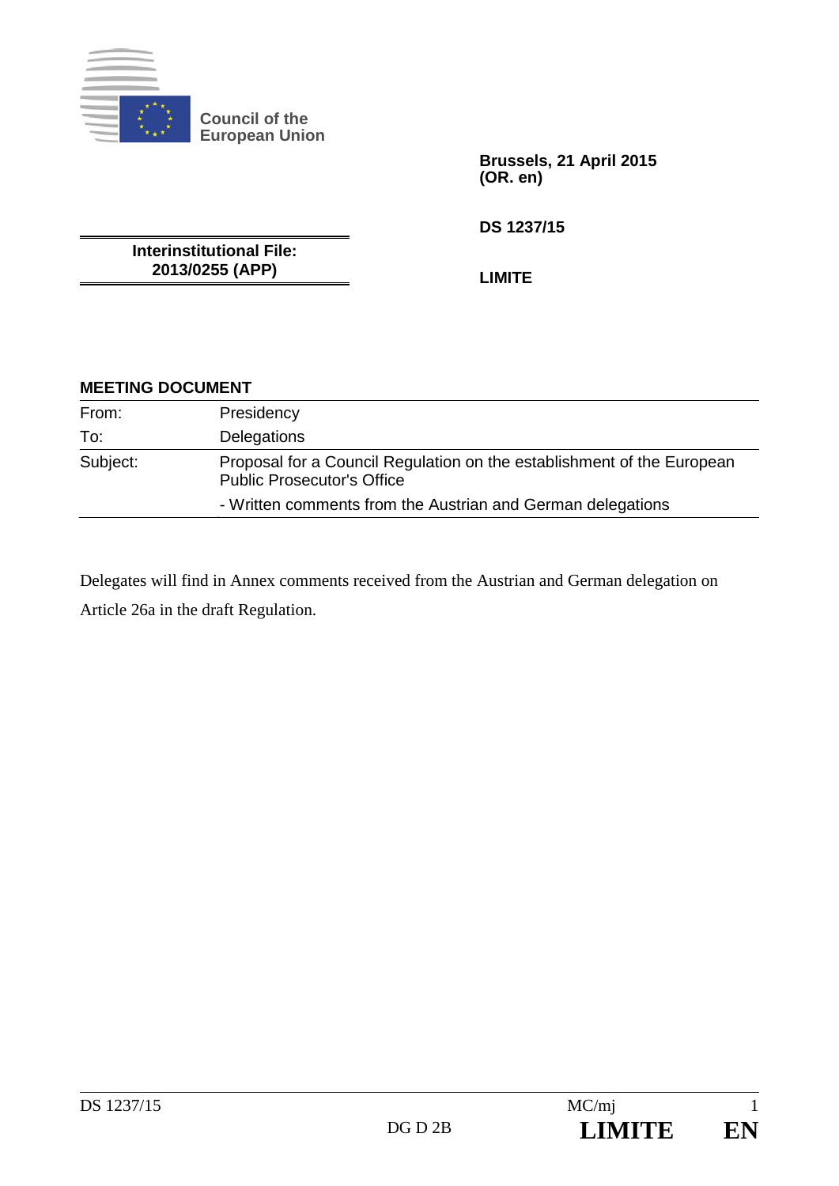**Council of the European Union**

**Brussels, 21 April 2015**
**(OR. en)**

**DS 1237/15**

**LIMITE**

**Interinstitutional File:**
**2013/0255 (APP)**

**MEETING DOCUMENT**

| | |
|---|---|
| From: | Presidency |
| To: | Delegations |
| Subject: | Proposal for a Council Regulation on the establishment of the European Public Prosecutor's Office |
| | - Written comments from the Austrian and German delegations |

Delegates will find in Annex comments received from the Austrian and German delegation on Article 26a in the draft Regulation.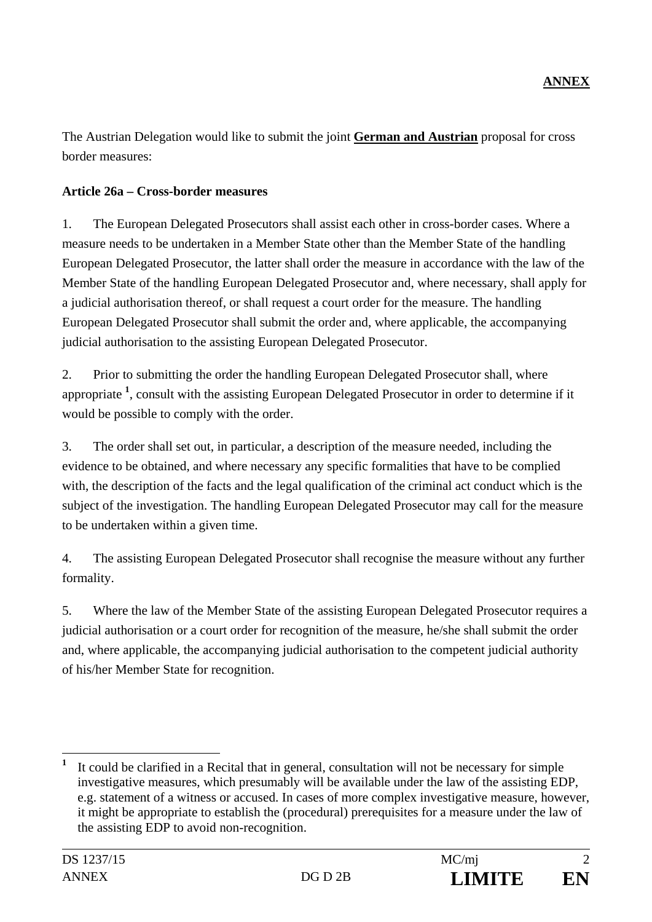**ANNEX**

The Austrian Delegation would like to submit the joint **German and Austrian** proposal for cross border measures:

**Article 26a – Cross-border measures**

1. The European Delegated Prosecutors shall assist each other in cross-border cases. Where a measure needs to be undertaken in a Member State other than the Member State of the handling European Delegated Prosecutor, the latter shall order the measure in accordance with the law of the Member State of the handling European Delegated Prosecutor and, where necessary, shall apply for a judicial authorisation thereof, or shall request a court order for the measure. The handling European Delegated Prosecutor shall submit the order and, where applicable, the accompanying judicial authorisation to the assisting European Delegated Prosecutor.

2. Prior to submitting the order the handling European Delegated Prosecutor shall, where appropriate [1], consult with the assisting European Delegated Prosecutor in order to determine if it would be possible to comply with the order.

3. The order shall set out, in particular, a description of the measure needed, including the evidence to be obtained, and where necessary any specific formalities that have to be complied with, the description of the facts and the legal qualification of the criminal act conduct which is the subject of the investigation. The handling European Delegated Prosecutor may call for the measure to be undertaken within a given time.

4. The assisting European Delegated Prosecutor shall recognise the measure without any further formality.

5. Where the law of the Member State of the assisting European Delegated Prosecutor requires a judicial authorisation or a court order for recognition of the measure, he/she shall submit the order and, where applicable, the accompanying judicial authorisation to the competent judicial authority of his/her Member State for recognition.

---

[1] It could be clarified in a Recital that in general, consultation will not be necessary for simple investigative measures, which presumably will be available under the law of the assisting EDP, e.g. statement of a witness or accused. In cases of more complex investigative measure, however, it might be appropriate to establish the (procedural) prerequisites for a measure under the law of the assisting EDP to avoid non-recognition.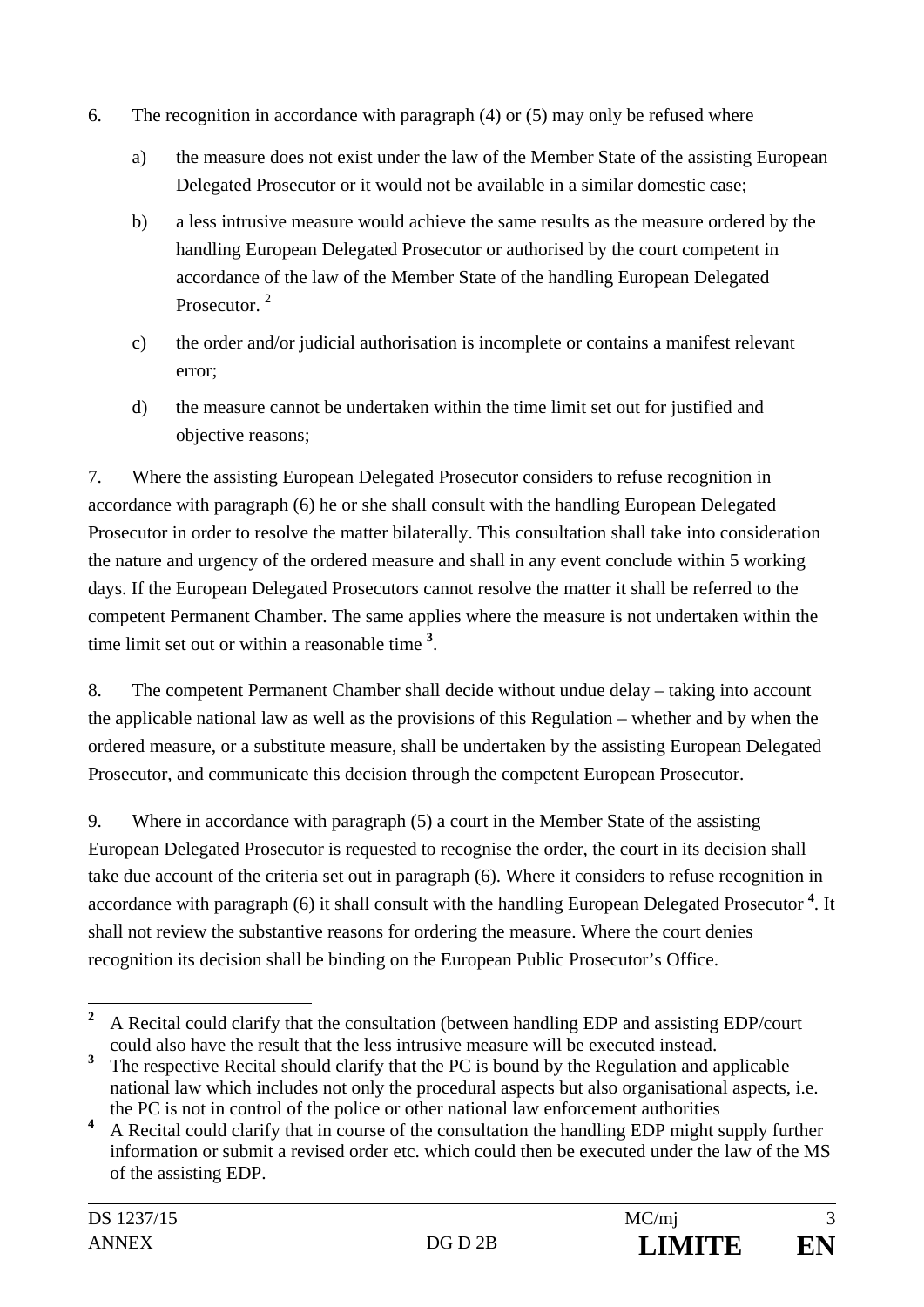6. The recognition in accordance with paragraph (4) or (5) may only be refused where

   a) the measure does not exist under the law of the Member State of the assisting European Delegated Prosecutor or it would not be available in a similar domestic case;

   b) a less intrusive measure would achieve the same results as the measure ordered by the handling European Delegated Prosecutor or authorised by the court competent in accordance of the law of the Member State of the handling European Delegated Prosecutor. [2]

   c) the order and/or judicial authorisation is incomplete or contains a manifest relevant error;

   d) the measure cannot be undertaken within the time limit set out for justified and objective reasons;

7. Where the assisting European Delegated Prosecutor considers to refuse recognition in accordance with paragraph (6) he or she shall consult with the handling European Delegated Prosecutor in order to resolve the matter bilaterally. This consultation shall take into consideration the nature and urgency of the ordered measure and shall in any event conclude within 5 working days. If the European Delegated Prosecutors cannot resolve the matter it shall be referred to the competent Permanent Chamber. The same applies where the measure is not undertaken within the time limit set out or within a reasonable time [3].

8. The competent Permanent Chamber shall decide without undue delay – taking into account the applicable national law as well as the provisions of this Regulation – whether and by when the ordered measure, or a substitute measure, shall be undertaken by the assisting European Delegated Prosecutor, and communicate this decision through the competent European Prosecutor.

9. Where in accordance with paragraph (5) a court in the Member State of the assisting European Delegated Prosecutor is requested to recognise the order, the court in its decision shall take due account of the criteria set out in paragraph (6). Where it considers to refuse recognition in accordance with paragraph (6) it shall consult with the handling European Delegated Prosecutor [4]. It shall not review the substantive reasons for ordering the measure. Where the court denies recognition its decision shall be binding on the European Public Prosecutor's Office.

---

[2] A Recital could clarify that the consultation (between handling EDP and assisting EDP/court could also have the result that the less intrusive measure will be executed instead.

[3] The respective Recital should clarify that the PC is bound by the Regulation and applicable national law which includes not only the procedural aspects but also organisational aspects, i.e. the PC is not in control of the police or other national law enforcement authorities

[4] A Recital could clarify that in course of the consultation the handling EDP might supply further information or submit a revised order etc. which could then be executed under the law of the MS of the assisting EDP.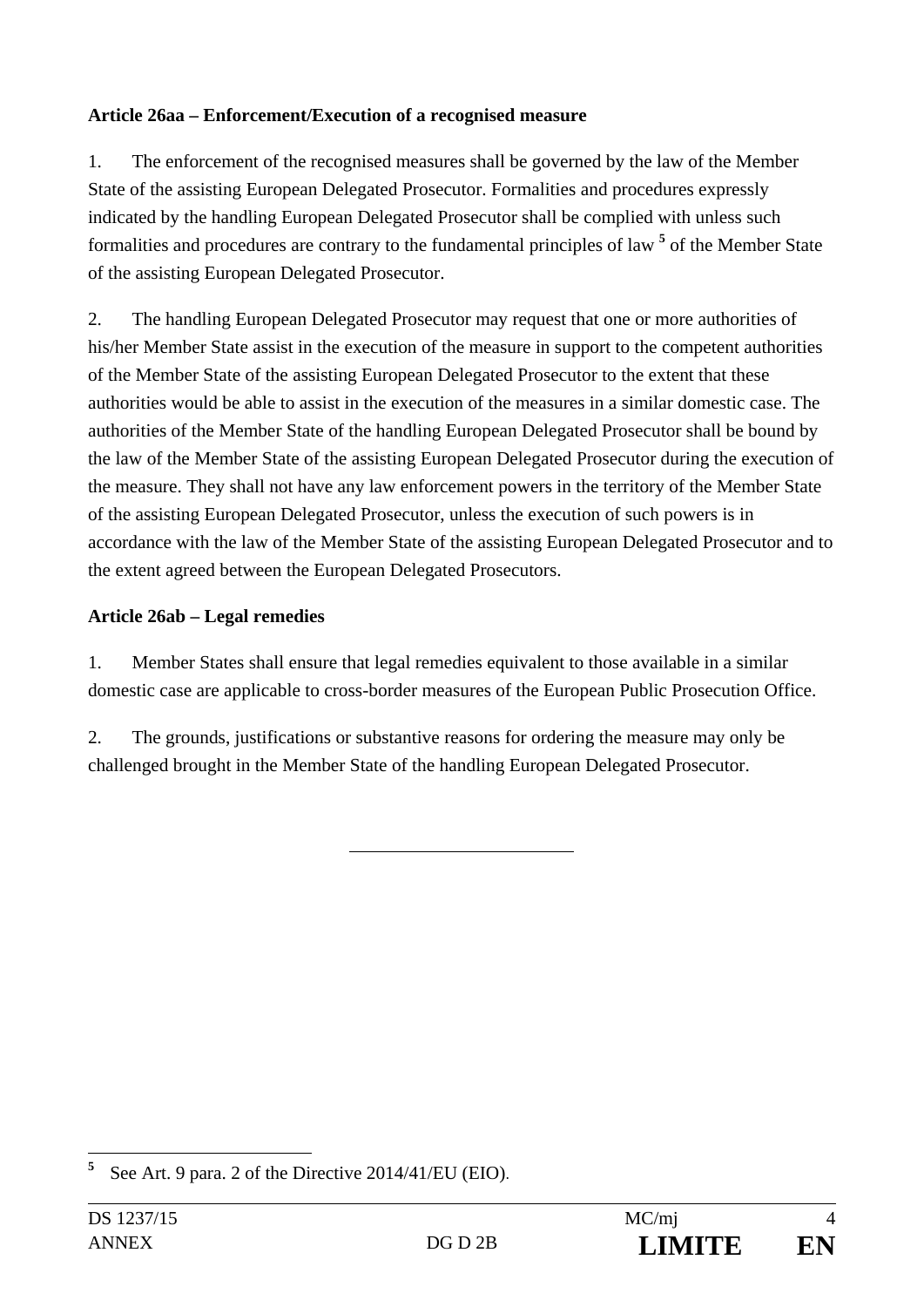**Article 26aa – Enforcement/Execution of a recognised measure**

1. The enforcement of the recognised measures shall be governed by the law of the Member State of the assisting European Delegated Prosecutor. Formalities and procedures expressly indicated by the handling European Delegated Prosecutor shall be complied with unless such formalities and procedures are contrary to the fundamental principles of law [5] of the Member State of the assisting European Delegated Prosecutor.

2. The handling European Delegated Prosecutor may request that one or more authorities of his/her Member State assist in the execution of the measure in support to the competent authorities of the Member State of the assisting European Delegated Prosecutor to the extent that these authorities would be able to assist in the execution of the measures in a similar domestic case. The authorities of the Member State of the handling European Delegated Prosecutor shall be bound by the law of the Member State of the assisting European Delegated Prosecutor during the execution of the measure. They shall not have any law enforcement powers in the territory of the Member State of the assisting European Delegated Prosecutor, unless the execution of such powers is in accordance with the law of the Member State of the assisting European Delegated Prosecutor and to the extent agreed between the European Delegated Prosecutors.

**Article 26ab – Legal remedies**

1. Member States shall ensure that legal remedies equivalent to those available in a similar domestic case are applicable to cross-border measures of the European Public Prosecution Office.

2. The grounds, justifications or substantive reasons for ordering the measure may only be challenged brought in the Member State of the handling European Delegated Prosecutor.

---

[5] See Art. 9 para. 2 of the Directive 2014/41/EU (EIO).